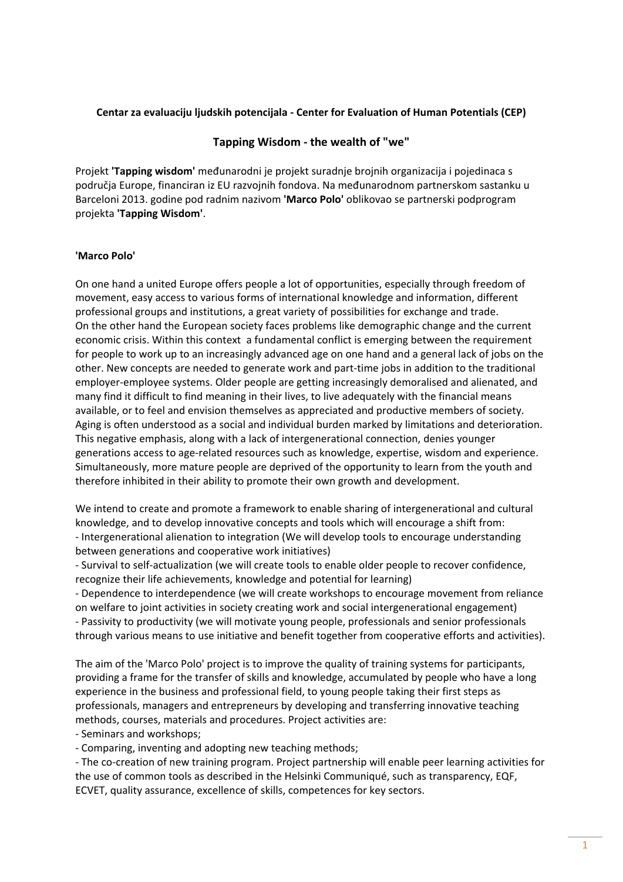**Centar za evaluaciju ljudskih potencijala - Center for Evaluation of Human Potentials (CEP)**

## Tapping Wisdom - the wealth of "we"

Projekt **'Tapping wisdom'** međunarodni je projekt suradnje brojnih organizacija i pojedinaca s područja Europe, financiran iz EU razvojnih fondova. Na međunarodnom partnerskom sastanku u Barceloni 2013. godine pod radnim nazivom **'Marco Polo'** oblikovao se partnerski podprogram projekta **'Tapping Wisdom'**.

### 'Marco Polo'

On one hand a united Europe offers people a lot of opportunities, especially through freedom of movement, easy access to various forms of international knowledge and information, different professional groups and institutions, a great variety of possibilities for exchange and trade.
On the other hand the European society faces problems like demographic change and the current economic crisis. Within this context a fundamental conflict is emerging between the requirement for people to work up to an increasingly advanced age on one hand and a general lack of jobs on the other. New concepts are needed to generate work and part-time jobs in addition to the traditional employer-employee systems. Older people are getting increasingly demoralised and alienated, and many find it difficult to find meaning in their lives, to live adequately with the financial means available, or to feel and envision themselves as appreciated and productive members of society. Aging is often understood as a social and individual burden marked by limitations and deterioration. This negative emphasis, along with a lack of intergenerational connection, denies younger generations access to age-related resources such as knowledge, expertise, wisdom and experience. Simultaneously, more mature people are deprived of the opportunity to learn from the youth and therefore inhibited in their ability to promote their own growth and development.

We intend to create and promote a framework to enable sharing of intergenerational and cultural knowledge, and to develop innovative concepts and tools which will encourage a shift from:
- Intergenerational alienation to integration (We will develop tools to encourage understanding between generations and cooperative work initiatives)
- Survival to self-actualization (we will create tools to enable older people to recover confidence, recognize their life achievements, knowledge and potential for learning)
- Dependence to interdependence (we will create workshops to encourage movement from reliance on welfare to joint activities in society creating work and social intergenerational engagement)
- Passivity to productivity (we will motivate young people, professionals and senior professionals through various means to use initiative and benefit together from cooperative efforts and activities).

The aim of the 'Marco Polo' project is to improve the quality of training systems for participants, providing a frame for the transfer of skills and knowledge, accumulated by people who have a long experience in the business and professional field, to young people taking their first steps as professionals, managers and entrepreneurs by developing and transferring innovative teaching methods, courses, materials and procedures. Project activities are:
- Seminars and workshops;
- Comparing, inventing and adopting new teaching methods;
- The co-creation of new training program. Project partnership will enable peer learning activities for the use of common tools as described in the Helsinki Communiqué, such as transparency, EQF, ECVET, quality assurance, excellence of skills, competences for key sectors.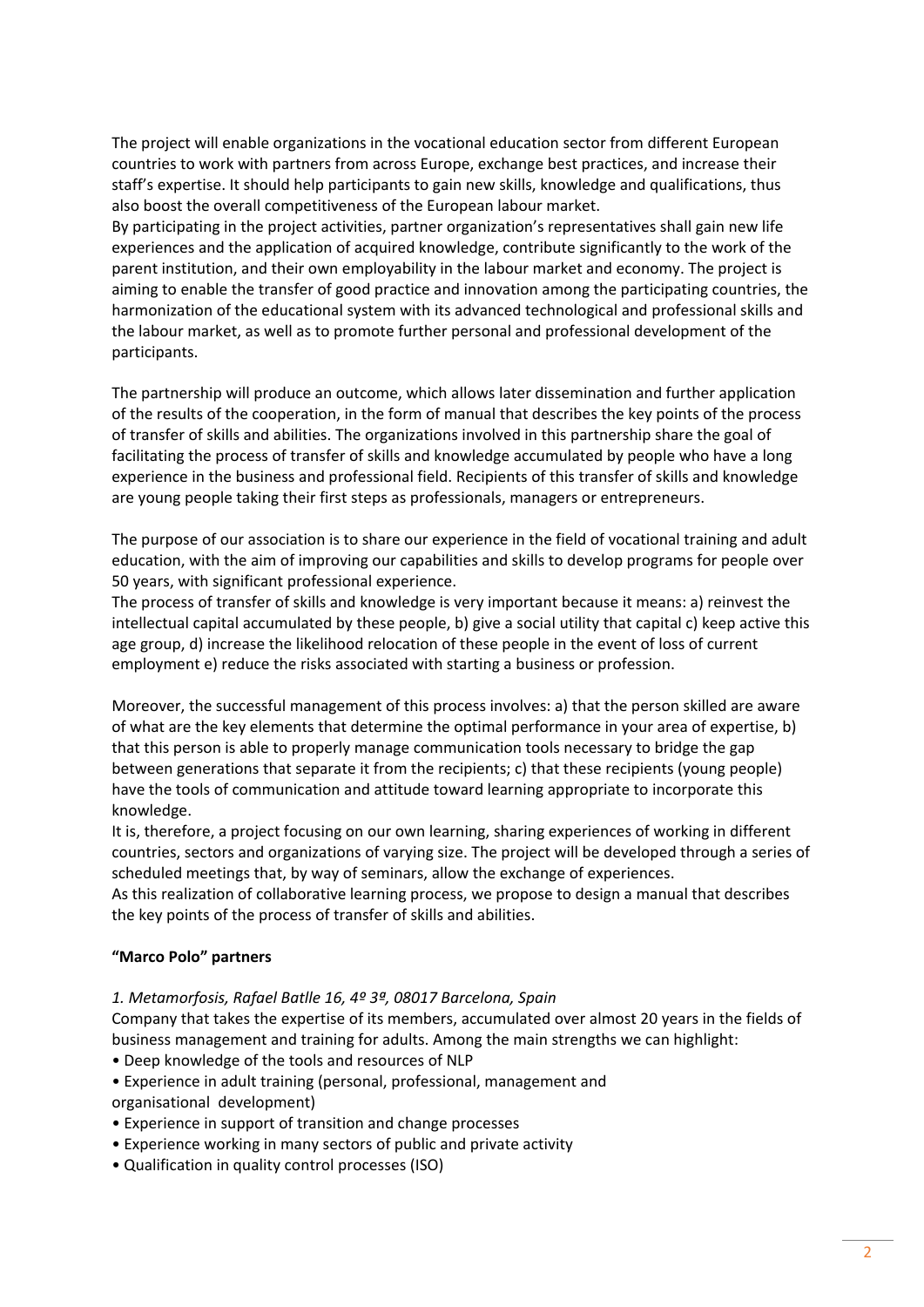The project will enable organizations in the vocational education sector from different European countries to work with partners from across Europe, exchange best practices, and increase their staff's expertise. It should help participants to gain new skills, knowledge and qualifications, thus also boost the overall competitiveness of the European labour market.
By participating in the project activities, partner organization's representatives shall gain new life experiences and the application of acquired knowledge, contribute significantly to the work of the parent institution, and their own employability in the labour market and economy. The project is aiming to enable the transfer of good practice and innovation among the participating countries, the harmonization of the educational system with its advanced technological and professional skills and the labour market, as well as to promote further personal and professional development of the participants.

The partnership will produce an outcome, which allows later dissemination and further application of the results of the cooperation, in the form of manual that describes the key points of the process of transfer of skills and abilities. The organizations involved in this partnership share the goal of facilitating the process of transfer of skills and knowledge accumulated by people who have a long experience in the business and professional field. Recipients of this transfer of skills and knowledge are young people taking their first steps as professionals, managers or entrepreneurs.

The purpose of our association is to share our experience in the field of vocational training and adult education, with the aim of improving our capabilities and skills to develop programs for people over 50 years, with significant professional experience.
The process of transfer of skills and knowledge is very important because it means: a) reinvest the intellectual capital accumulated by these people, b) give a social utility that capital c) keep active this age group, d) increase the likelihood relocation of these people in the event of loss of current employment e) reduce the risks associated with starting a business or profession.

Moreover, the successful management of this process involves: a) that the person skilled are aware of what are the key elements that determine the optimal performance in your area of expertise, b) that this person is able to properly manage communication tools necessary to bridge the gap between generations that separate it from the recipients; c) that these recipients (young people) have the tools of communication and attitude toward learning appropriate to incorporate this knowledge.
It is, therefore, a project focusing on our own learning, sharing experiences of working in different countries, sectors and organizations of varying size. The project will be developed through a series of scheduled meetings that, by way of seminars, allow the exchange of experiences.
As this realization of collaborative learning process, we propose to design a manual that describes the key points of the process of transfer of skills and abilities.

**"Marco Polo" partners**

*1. Metamorfosis, Rafael Batlle 16, 4º 3º, 08017 Barcelona, Spain*

Company that takes the expertise of its members, accumulated over almost 20 years in the fields of business management and training for adults. Among the main strengths we can highlight:

- Deep knowledge of the tools and resources of NLP
- Experience in adult training (personal, professional, management and organisational development)
- Experience in support of transition and change processes
- Experience working in many sectors of public and private activity
- Qualification in quality control processes (ISO)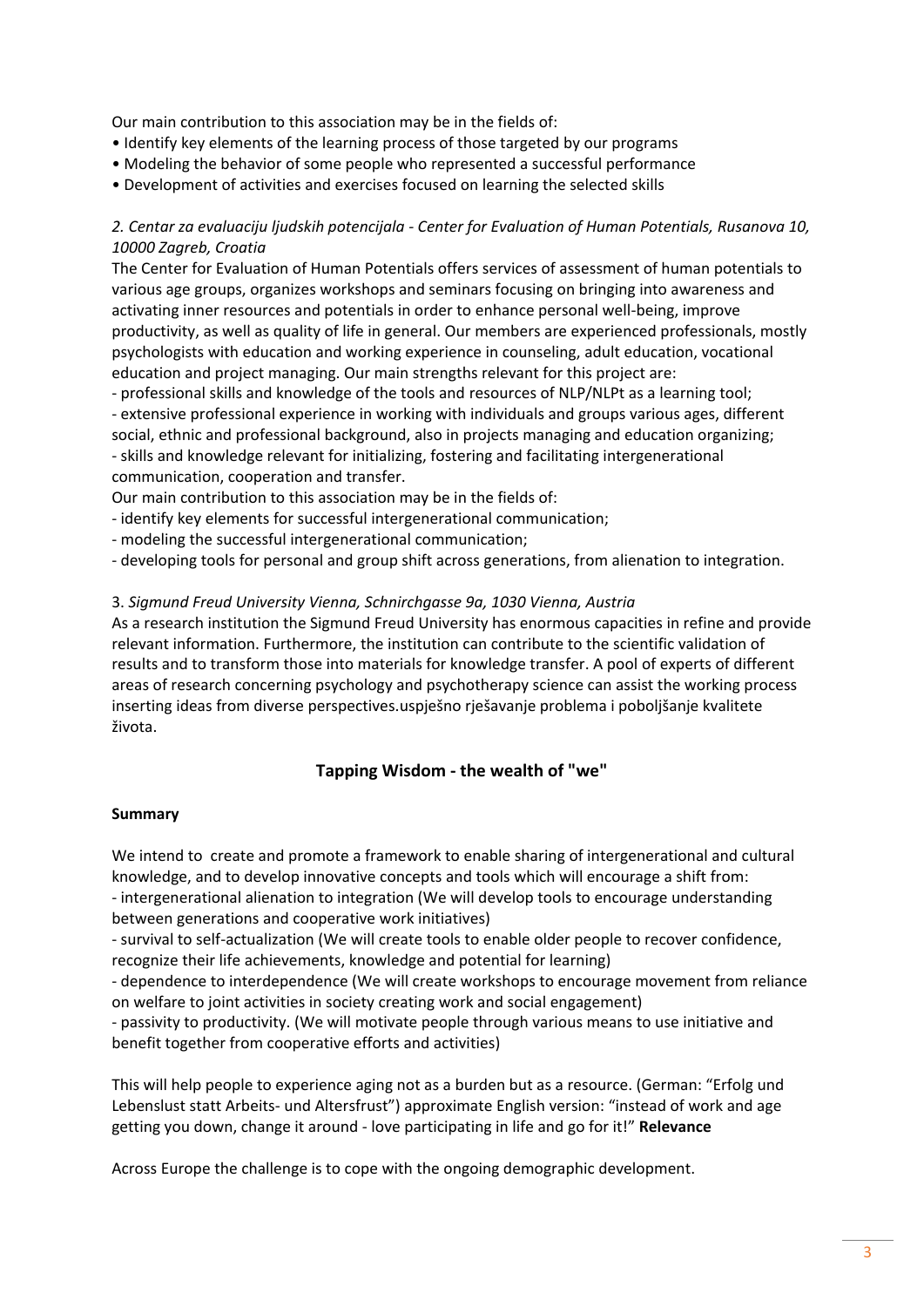Our main contribution to this association may be in the fields of:

- Identify key elements of the learning process of those targeted by our programs
- Modeling the behavior of some people who represented a successful performance
- Development of activities and exercises focused on learning the selected skills

*2. Centar za evaluaciju ljudskih potencijala - Center for Evaluation of Human Potentials, Rusanova 10, 10000 Zagreb, Croatia*

The Center for Evaluation of Human Potentials offers services of assessment of human potentials to various age groups, organizes workshops and seminars focusing on bringing into awareness and activating inner resources and potentials in order to enhance personal well-being, improve productivity, as well as quality of life in general. Our members are experienced professionals, mostly psychologists with education and working experience in counseling, adult education, vocational education and project managing. Our main strengths relevant for this project are:

- professional skills and knowledge of the tools and resources of NLP/NLPt as a learning tool;
- extensive professional experience in working with individuals and groups various ages, different social, ethnic and professional background, also in projects managing and education organizing;
- skills and knowledge relevant for initializing, fostering and facilitating intergenerational communication, cooperation and transfer.

Our main contribution to this association may be in the fields of:

- identify key elements for successful intergenerational communication;
- modeling the successful intergenerational communication;
- developing tools for personal and group shift across generations, from alienation to integration.

3. *Sigmund Freud University Vienna, Schnirchgasse 9a, 1030 Vienna, Austria*

As a research institution the Sigmund Freud University has enormous capacities in refine and provide relevant information. Furthermore, the institution can contribute to the scientific validation of results and to transform those into materials for knowledge transfer. A pool of experts of different areas of research concerning psychology and psychotherapy science can assist the working process inserting ideas from diverse perspectives.uspješno rješavanje problema i poboljšanje kvalitete života.

## Tapping Wisdom - the wealth of "we"

**Summary**

We intend to create and promote a framework to enable sharing of intergenerational and cultural knowledge, and to develop innovative concepts and tools which will encourage a shift from:

- intergenerational alienation to integration (We will develop tools to encourage understanding between generations and cooperative work initiatives)
- survival to self-actualization (We will create tools to enable older people to recover confidence, recognize their life achievements, knowledge and potential for learning)
- dependence to interdependence (We will create workshops to encourage movement from reliance on welfare to joint activities in society creating work and social engagement)
- passivity to productivity. (We will motivate people through various means to use initiative and benefit together from cooperative efforts and activities)

This will help people to experience aging not as a burden but as a resource. (German: "Erfolg und Lebenslust statt Arbeits- und Altersfrust") approximate English version: "instead of work and age getting you down, change it around - love participating in life and go for it!" **Relevance**

Across Europe the challenge is to cope with the ongoing demographic development.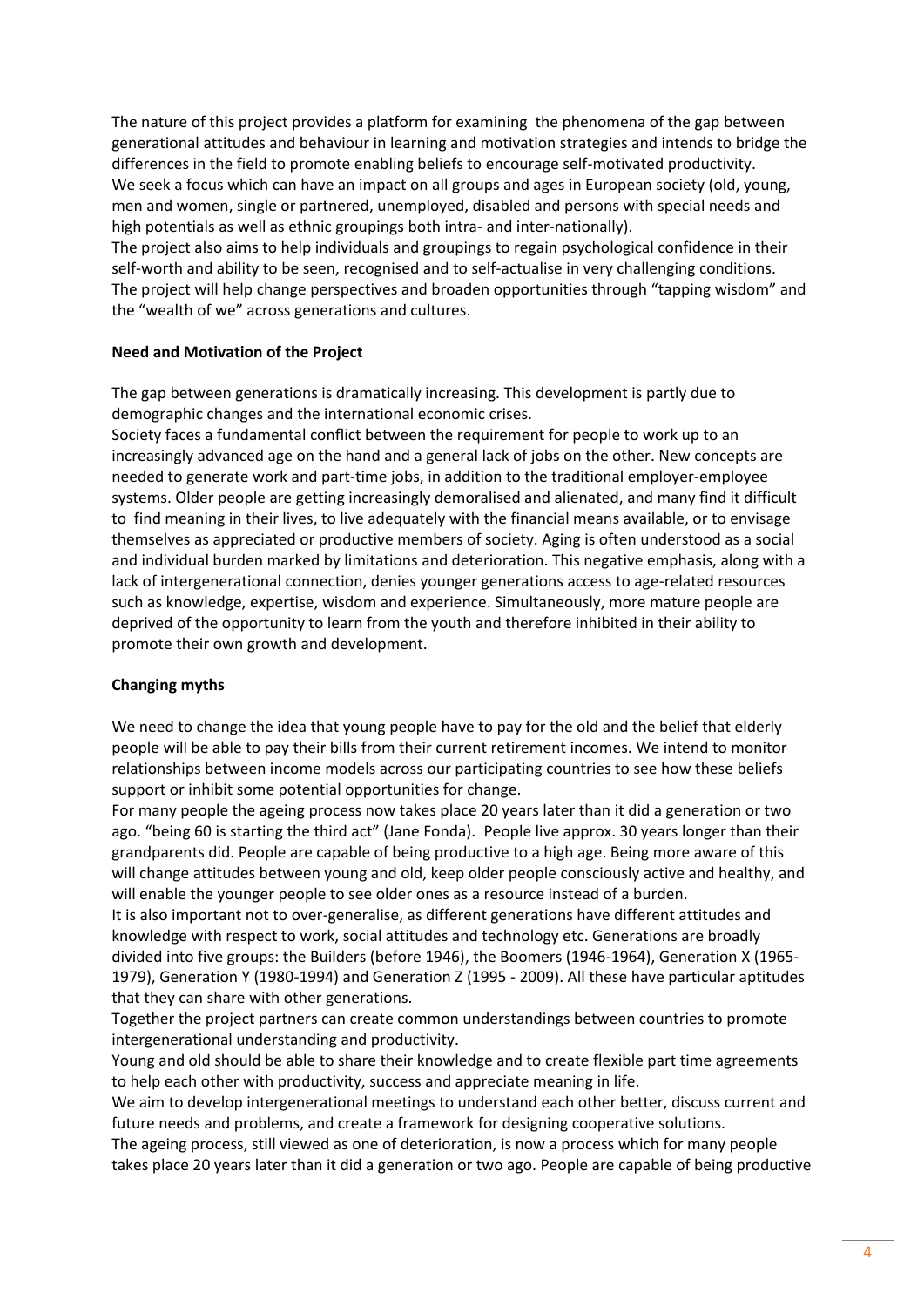The nature of this project provides a platform for examining the phenomena of the gap between generational attitudes and behaviour in learning and motivation strategies and intends to bridge the differences in the field to promote enabling beliefs to encourage self-motivated productivity.
We seek a focus which can have an impact on all groups and ages in European society (old, young, men and women, single or partnered, unemployed, disabled and persons with special needs and high potentials as well as ethnic groupings both intra- and inter-nationally).
The project also aims to help individuals and groupings to regain psychological confidence in their self-worth and ability to be seen, recognised and to self-actualise in very challenging conditions.
The project will help change perspectives and broaden opportunities through "tapping wisdom" and the "wealth of we" across generations and cultures.

**Need and Motivation of the Project**

The gap between generations is dramatically increasing. This development is partly due to demographic changes and the international economic crises.
Society faces a fundamental conflict between the requirement for people to work up to an increasingly advanced age on the hand and a general lack of jobs on the other. New concepts are needed to generate work and part-time jobs, in addition to the traditional employer-employee systems. Older people are getting increasingly demoralised and alienated, and many find it difficult to find meaning in their lives, to live adequately with the financial means available, or to envisage themselves as appreciated or productive members of society. Aging is often understood as a social and individual burden marked by limitations and deterioration. This negative emphasis, along with a lack of intergenerational connection, denies younger generations access to age-related resources such as knowledge, expertise, wisdom and experience. Simultaneously, more mature people are deprived of the opportunity to learn from the youth and therefore inhibited in their ability to promote their own growth and development.

**Changing myths**

We need to change the idea that young people have to pay for the old and the belief that elderly people will be able to pay their bills from their current retirement incomes. We intend to monitor relationships between income models across our participating countries to see how these beliefs support or inhibit some potential opportunities for change.
For many people the ageing process now takes place 20 years later than it did a generation or two ago. "being 60 is starting the third act" (Jane Fonda). People live approx. 30 years longer than their grandparents did. People are capable of being productive to a high age. Being more aware of this will change attitudes between young and old, keep older people consciously active and healthy, and will enable the younger people to see older ones as a resource instead of a burden.
It is also important not to over-generalise, as different generations have different attitudes and knowledge with respect to work, social attitudes and technology etc. Generations are broadly divided into five groups: the Builders (before 1946), the Boomers (1946-1964), Generation X (1965-1979), Generation Y (1980-1994) and Generation Z (1995 - 2009). All these have particular aptitudes that they can share with other generations.
Together the project partners can create common understandings between countries to promote intergenerational understanding and productivity.
Young and old should be able to share their knowledge and to create flexible part time agreements to help each other with productivity, success and appreciate meaning in life.
We aim to develop intergenerational meetings to understand each other better, discuss current and future needs and problems, and create a framework for designing cooperative solutions.
The ageing process, still viewed as one of deterioration, is now a process which for many people takes place 20 years later than it did a generation or two ago. People are capable of being productive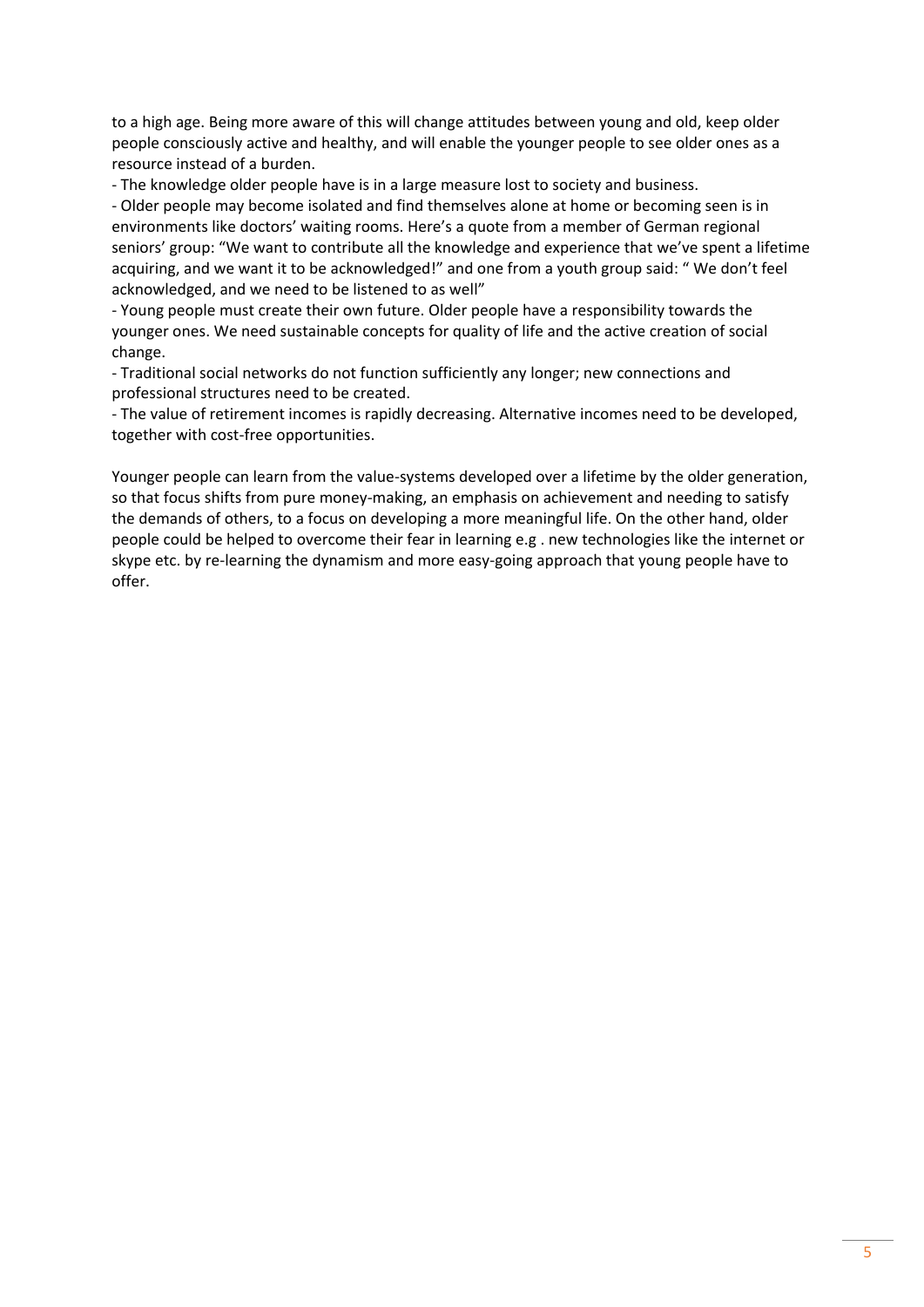to a high age. Being more aware of this will change attitudes between young and old, keep older people consciously active and healthy, and will enable the younger people to see older ones as a resource instead of a burden.

- The knowledge older people have is in a large measure lost to society and business.
- Older people may become isolated and find themselves alone at home or becoming seen is in environments like doctors' waiting rooms. Here's a quote from a member of German regional seniors' group: "We want to contribute all the knowledge and experience that we've spent a lifetime acquiring, and we want it to be acknowledged!" and one from a youth group said: " We don't feel acknowledged, and we need to be listened to as well"
- Young people must create their own future. Older people have a responsibility towards the younger ones. We need sustainable concepts for quality of life and the active creation of social change.
- Traditional social networks do not function sufficiently any longer; new connections and professional structures need to be created.
- The value of retirement incomes is rapidly decreasing. Alternative incomes need to be developed, together with cost-free opportunities.

Younger people can learn from the value-systems developed over a lifetime by the older generation, so that focus shifts from pure money-making, an emphasis on achievement and needing to satisfy the demands of others, to a focus on developing a more meaningful life. On the other hand, older people could be helped to overcome their fear in learning e.g . new technologies like the internet or skype etc. by re-learning the dynamism and more easy-going approach that young people have to offer.